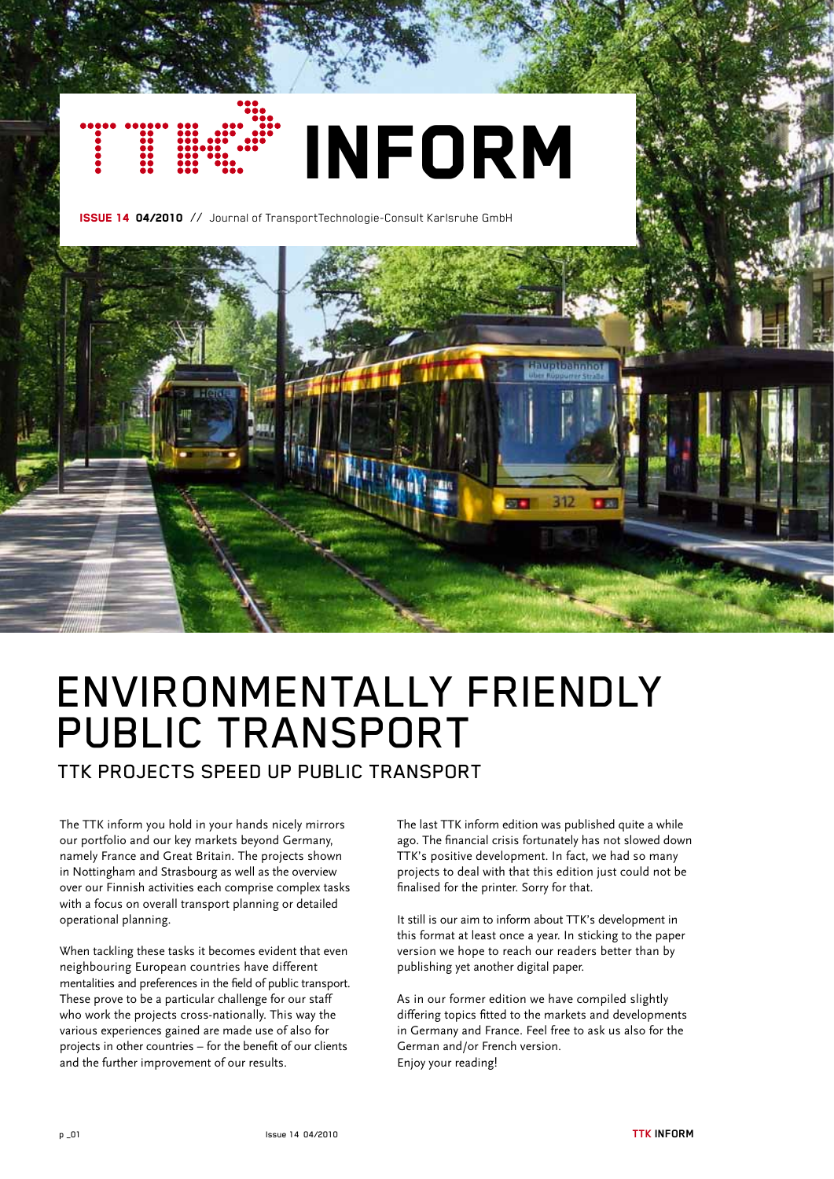# TTK INFORM

**ISSUE 14 04/2010** // Journal of TransportTechnologie-Consult Karlsruhe GmbH

# ENVIRONMENTALLY FRIENDLY PUBLIC TRANSPORT

## TTK PROJECTS SPEED UP PUBLIC TRANSPORT

The TTK inform you hold in your hands nicely mirrors our portfolio and our key markets beyond Germany, namely France and Great Britain. The projects shown in Nottingham and Strasbourg as well as the overview over our Finnish activities each comprise complex tasks with a focus on overall transport planning or detailed operational planning.

When tackling these tasks it becomes evident that even neighbouring European countries have different mentalities and preferences in the field of public transport. These prove to be a particular challenge for our staff who work the projects cross-nationally. This way the various experiences gained are made use of also for projects in other countries – for the benefit of our clients and the further improvement of our results.

The last TTK inform edition was published quite a while ago. The financial crisis fortunately has not slowed down TTK's positive development. In fact, we had so many projects to deal with that this edition just could not be finalised for the printer. Sorry for that.

It still is our aim to inform about TTK's development in this format at least once a year. In sticking to the paper version we hope to reach our readers better than by publishing yet another digital paper.

As in our former edition we have compiled slightly differing topics fitted to the markets and developments in Germany and France. Feel free to ask us also for the German and/or French version.
Enjoy your reading!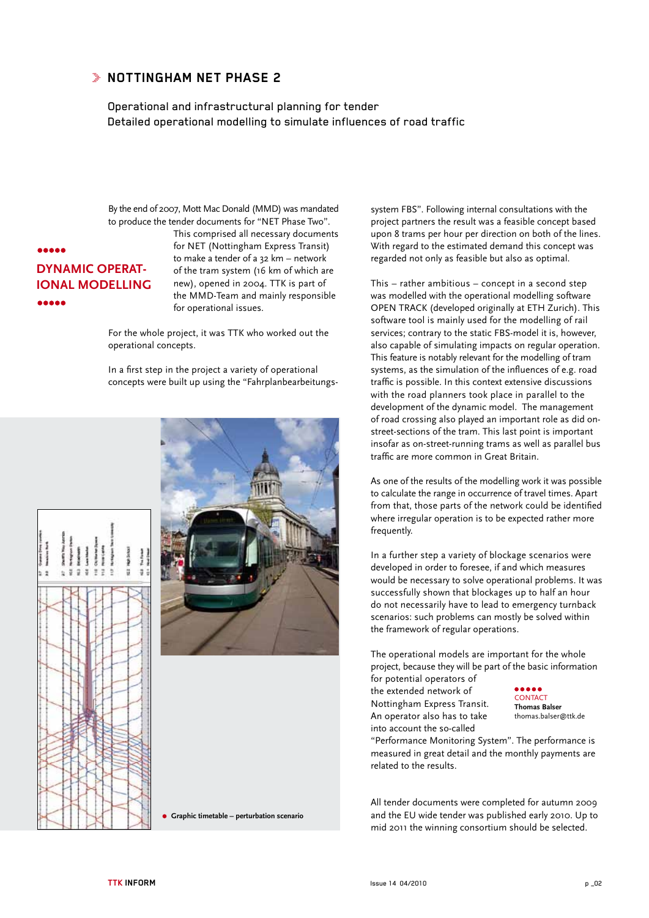## NOTTINGHAM NET PHASE 2

Operational and infrastructural planning for tender
Detailed operational modelling to simulate influences of road traffic

### DYNAMIC OPERATIONAL MODELLING

By the end of 2007, Mott Mac Donald (MMD) was mandated to produce the tender documents for "NET Phase Two". This comprised all necessary documents for NET (Nottingham Express Transit) to make a tender of a 32 km – network of the tram system (16 km of which are new), opened in 2004. TTK is part of the MMD-Team and mainly responsible for operational issues.

For the whole project, it was TTK who worked out the operational concepts.

In a first step in the project a variety of operational concepts were built up using the "Fahrplanbearbeitungssystem FBS". Following internal consultations with the project partners the result was a feasible concept based upon 8 trams per hour per direction on both of the lines. With regard to the estimated demand this concept was regarded not only as feasible but also as optimal.

This – rather ambitious – concept in a second step was modelled with the operational modelling software OPEN TRACK (developed originally at ETH Zurich). This software tool is mainly used for the modelling of rail services; contrary to the static FBS-model it is, however, also capable of simulating impacts on regular operation. This feature is notably relevant for the modelling of tram systems, as the simulation of the influences of e.g. road traffic is possible. In this context extensive discussions with the road planners took place in parallel to the development of the dynamic model. The management of road crossing also played an important role as did on-street-sections of the tram. This last point is important insofar as on-street-running trams as well as parallel bus traffic are more common in Great Britain.

As one of the results of the modelling work it was possible to calculate the range in occurrence of travel times. Apart from that, those parts of the network could be identified where irregular operation is to be expected rather more frequently.

In a further step a variety of blockage scenarios were developed in order to foresee, if and which measures would be necessary to solve operational problems. It was successfully shown that blockages up to half an hour do not necessarily have to lead to emergency turnback scenarios: such problems can mostly be solved within the framework of regular operations.

The operational models are important for the whole project, because they will be part of the basic information for potential operators of the extended network of Nottingham Express Transit. An operator also has to take into account the so-called "Performance Monitoring System". The performance is measured in great detail and the monthly payments are related to the results.

All tender documents were completed for autumn 2009 and the EU wide tender was published early 2010. Up to mid 2011 the winning consortium should be selected.

Graphic timetable – perturbation scenario

CONTACT
**Thomas Balser**
thomas.balser@ttk.de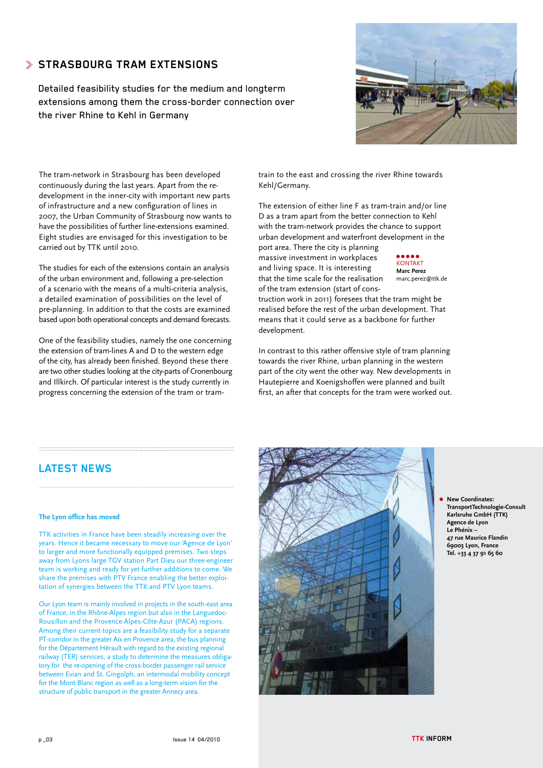## STRASBOURG TRAM EXTENSIONS

Detailed feasibility studies for the medium and longterm extensions among them the cross-border connection over the river Rhine to Kehl in Germany

The tram-network in Strasbourg has been developed continuously during the last years. Apart from the redevelopment in the inner-city with important new parts of infrastructure and a new configuration of lines in 2007, the Urban Community of Strasbourg now wants to have the possibilities of further line-extensions examined. Eight studies are envisaged for this investigation to be carried out by TTK until 2010.

The studies for each of the extensions contain an analysis of the urban environment and, following a pre-selection of a scenario with the means of a multi-criteria analysis, a detailed examination of possibilities on the level of pre-planning. In addition to that the costs are examined based upon both operational concepts and demand forecasts.

One of the feasibility studies, namely the one concerning the extension of tram-lines A and D to the western edge of the city, has already been finished. Beyond these there are two other studies looking at the city-parts of Cronenbourg and Illkirch. Of particular interest is the study currently in progress concerning the extension of the tram or tram-train to the east and crossing the river Rhine towards Kehl/Germany.

The extension of either line F as tram-train and/or line D as a tram apart from the better connection to Kehl with the tram-network provides the chance to support urban development and waterfront development in the port area. There the city is planning massive investment in workplaces and living space. It is interesting that the time scale for the realisation of the tram extension (start of construction work in 2011) foresees that the tram might be realised before the rest of the urban development. That means that it could serve as a backbone for further development.

KONTAKT
**Marc Perez**
marc.perez@ttk.de

In contrast to this rather offensive style of tram planning towards the river Rhine, urban planning in the western part of the city went the other way. New developments in Hautepierre and Koenigshoffen were planned and built first, an after that concepts for the tram were worked out.

## LATEST NEWS

### The Lyon office has moved

TTK activities in France have been steadily increasing over the years. Hence it became necessary to move our 'Agence de Lyon' to larger and more functionally equipped premises. Two steps away from Lyons large TGV station Part Dieu our three-engineer team is working and ready for yet further additions to come. We share the premises with PTV France enabling the better exploitation of synergies between the TTK and PTV Lyon teams.

Our Lyon team is mainly involved in projects in the south-east area of France, in the Rhône-Alpes region but also in the Languedoc-Rousillon and the Provence-Alpes-Côte-Azur (PACA) regions. Among their current topics are a feasibility study for a separate PT-corridor in the greater Aix en Provence area, the bus planning for the Département Hérault with regard to the existing regional railway (TER) services, a study to determine the measures obligatory for the re-opening of the cross-border passenger rail service between Evian and St. Gingolph, an intermodal mobility concept for the Mont Blanc region as well as a long-term vision for the structure of public transport in the greater Annecy area.

**New Coordinates:**
**TransportTechnologie-Consult Karlsruhe GmbH (TTK)**
**Agence de Lyon**
**Le Phénix –**
**47 rue Maurice Flandin**
**69003 Lyon, France**
**Tel. +33 4 37 91 65 60**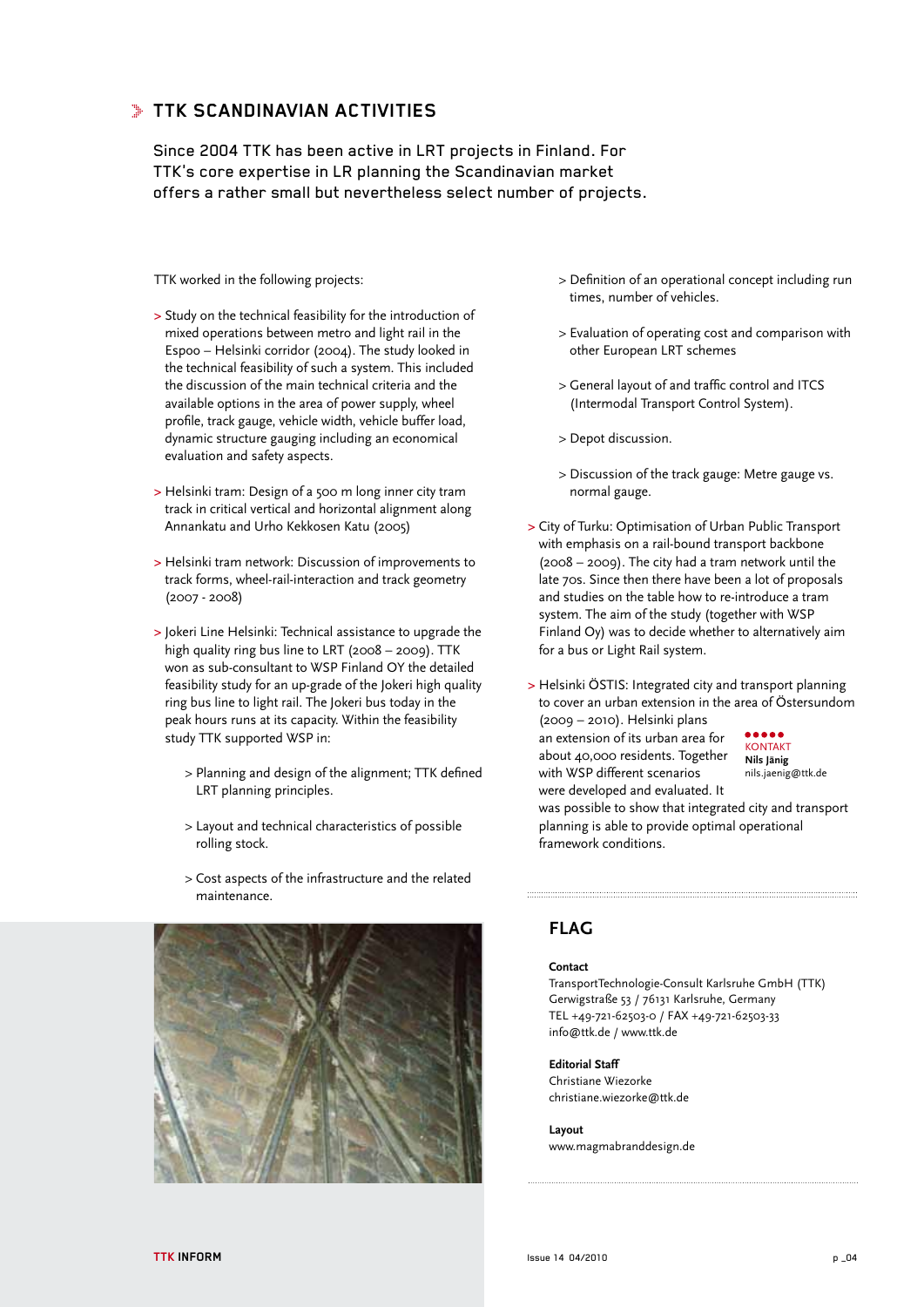## TTK SCANDINAVIAN ACTIVITIES

Since 2004 TTK has been active in LRT projects in Finland. For TTK's core expertise in LR planning the Scandinavian market offers a rather small but nevertheless select number of projects.

TTK worked in the following projects:

> Study on the technical feasibility for the introduction of mixed operations between metro and light rail in the Espoo – Helsinki corridor (2004). The study looked in the technical feasibility of such a system. This included the discussion of the main technical criteria and the available options in the area of power supply, wheel profile, track gauge, vehicle width, vehicle buffer load, dynamic structure gauging including an economical evaluation and safety aspects.

> Helsinki tram: Design of a 500 m long inner city tram track in critical vertical and horizontal alignment along Annankatu and Urho Kekkosen Katu (2005)

> Helsinki tram network: Discussion of improvements to track forms, wheel-rail-interaction and track geometry (2007 - 2008)

> Jokeri Line Helsinki: Technical assistance to upgrade the high quality ring bus line to LRT (2008 – 2009). TTK won as sub-consultant to WSP Finland OY the detailed feasibility study for an up-grade of the Jokeri high quality ring bus line to light rail. The Jokeri bus today in the peak hours runs at its capacity. Within the feasibility study TTK supported WSP in:

> Planning and design of the alignment; TTK defined LRT planning principles.

> Layout and technical characteristics of possible rolling stock.

> Cost aspects of the infrastructure and the related maintenance.

> Definition of an operational concept including run times, number of vehicles.

> Evaluation of operating cost and comparison with other European LRT schemes

> General layout of and traffic control and ITCS (Intermodal Transport Control System).

> Depot discussion.

> Discussion of the track gauge: Metre gauge vs. normal gauge.

> City of Turku: Optimisation of Urban Public Transport with emphasis on a rail-bound transport backbone (2008 – 2009). The city had a tram network until the late 70s. Since then there have been a lot of proposals and studies on the table how to re-introduce a tram system. The aim of the study (together with WSP Finland Oy) was to decide whether to alternatively aim for a bus or Light Rail system.

> Helsinki ÖSTIS: Integrated city and transport planning to cover an urban extension in the area of Östersundom (2009 – 2010). Helsinki plans an extension of its urban area for about 40,000 residents. Together with WSP different scenarios were developed and evaluated. It was possible to show that integrated city and transport planning is able to provide optimal operational framework conditions.

KONTAKT
**Nils Jänig**
nils.jaenig@ttk.de

## FLAG

**Contact**
TransportTechnologie-Consult Karlsruhe GmbH (TTK)
Gerwigstraße 53 / 76131 Karlsruhe, Germany
TEL +49-721-62503-0 / FAX +49-721-62503-33
info@ttk.de / www.ttk.de

**Editorial Staff**
Christiane Wiezorke
christiane.wiezorke@ttk.de

**Layout**
www.magmabranddesign.de